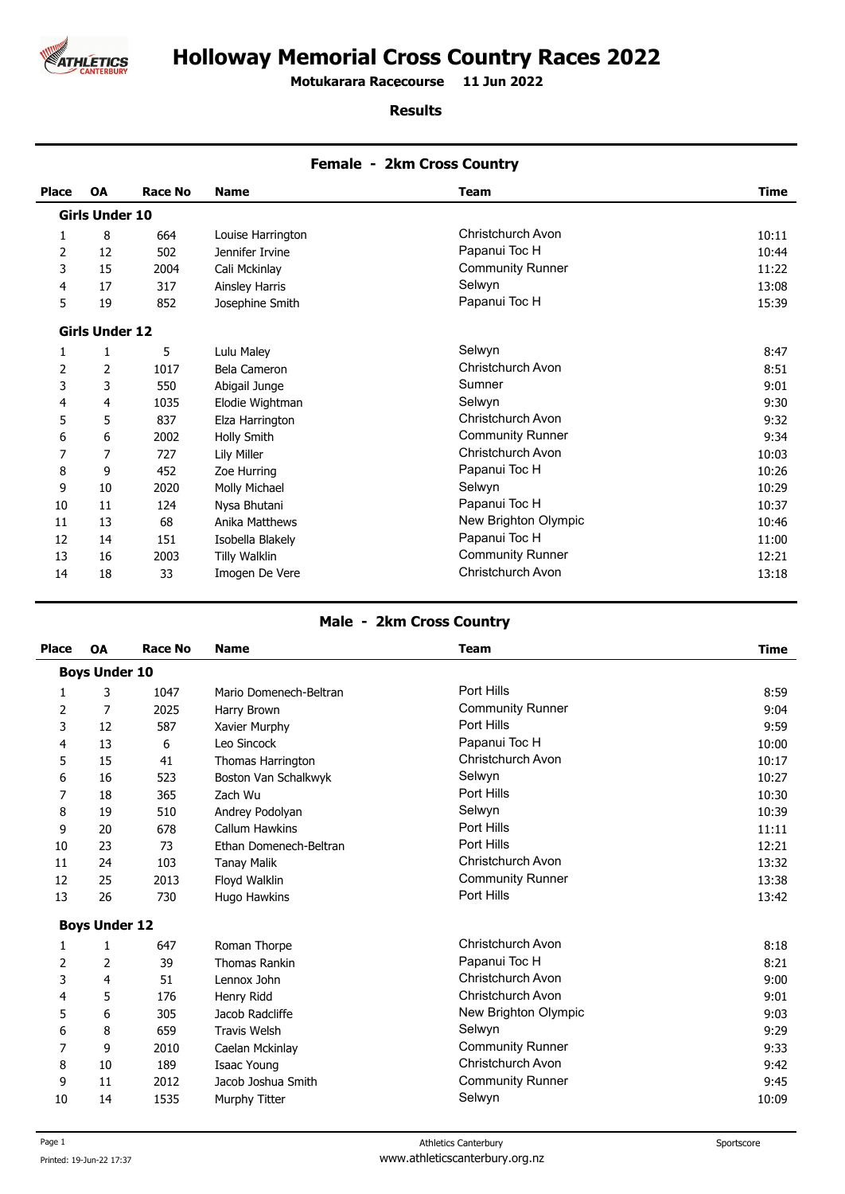# Holloway Memorial Cross Country Races 2022

**Motukarara Racecourse 11 Jun 2022**

**Results**

## Female - 2km Cross Country

| Place | OA | Race No | Name | Team | Time |
|---|---|---|---|---|---|
| **Girls Under 10** | | | | | |
| 1 | 8 | 664 | Louise Harrington | Christchurch Avon | 10:11 |
| 2 | 12 | 502 | Jennifer Irvine | Papanui Toc H | 10:44 |
| 3 | 15 | 2004 | Cali Mckinlay | Community Runner | 11:22 |
| 4 | 17 | 317 | Ainsley Harris | Selwyn | 13:08 |
| 5 | 19 | 852 | Josephine Smith | Papanui Toc H | 15:39 |
| **Girls Under 12** | | | | | |
| 1 | 1 | 5 | Lulu Maley | Selwyn | 8:47 |
| 2 | 2 | 1017 | Bela Cameron | Christchurch Avon | 8:51 |
| 3 | 3 | 550 | Abigail Junge | Sumner | 9:01 |
| 4 | 4 | 1035 | Elodie Wightman | Selwyn | 9:30 |
| 5 | 5 | 837 | Elza Harrington | Christchurch Avon | 9:32 |
| 6 | 6 | 2002 | Holly Smith | Community Runner | 9:34 |
| 7 | 7 | 727 | Lily Miller | Christchurch Avon | 10:03 |
| 8 | 9 | 452 | Zoe Hurring | Papanui Toc H | 10:26 |
| 9 | 10 | 2020 | Molly Michael | Selwyn | 10:29 |
| 10 | 11 | 124 | Nysa Bhutani | Papanui Toc H | 10:37 |
| 11 | 13 | 68 | Anika Matthews | New Brighton Olympic | 10:46 |
| 12 | 14 | 151 | Isobella Blakely | Papanui Toc H | 11:00 |
| 13 | 16 | 2003 | Tilly Walklin | Community Runner | 12:21 |
| 14 | 18 | 33 | Imogen De Vere | Christchurch Avon | 13:18 |

## Male - 2km Cross Country

| Place | OA | Race No | Name | Team | Time |
|---|---|---|---|---|---|
| **Boys Under 10** | | | | | |
| 1 | 3 | 1047 | Mario Domenech-Beltran | Port Hills | 8:59 |
| 2 | 7 | 2025 | Harry Brown | Community Runner | 9:04 |
| 3 | 12 | 587 | Xavier Murphy | Port Hills | 9:59 |
| 4 | 13 | 6 | Leo Sincock | Papanui Toc H | 10:00 |
| 5 | 15 | 41 | Thomas Harrington | Christchurch Avon | 10:17 |
| 6 | 16 | 523 | Boston Van Schalkwyk | Selwyn | 10:27 |
| 7 | 18 | 365 | Zach Wu | Port Hills | 10:30 |
| 8 | 19 | 510 | Andrey Podolyan | Selwyn | 10:39 |
| 9 | 20 | 678 | Callum Hawkins | Port Hills | 11:11 |
| 10 | 23 | 73 | Ethan Domenech-Beltran | Port Hills | 12:21 |
| 11 | 24 | 103 | Tanay Malik | Christchurch Avon | 13:32 |
| 12 | 25 | 2013 | Floyd Walklin | Community Runner | 13:38 |
| 13 | 26 | 730 | Hugo Hawkins | Port Hills | 13:42 |
| **Boys Under 12** | | | | | |
| 1 | 1 | 647 | Roman Thorpe | Christchurch Avon | 8:18 |
| 2 | 2 | 39 | Thomas Rankin | Papanui Toc H | 8:21 |
| 3 | 4 | 51 | Lennox John | Christchurch Avon | 9:00 |
| 4 | 5 | 176 | Henry Ridd | Christchurch Avon | 9:01 |
| 5 | 6 | 305 | Jacob Radcliffe | New Brighton Olympic | 9:03 |
| 6 | 8 | 659 | Travis Welsh | Selwyn | 9:29 |
| 7 | 9 | 2010 | Caelan Mckinlay | Community Runner | 9:33 |
| 8 | 10 | 189 | Isaac Young | Christchurch Avon | 9:42 |
| 9 | 11 | 2012 | Jacob Joshua Smith | Community Runner | 9:45 |
| 10 | 14 | 1535 | Murphy Titter | Selwyn | 10:09 |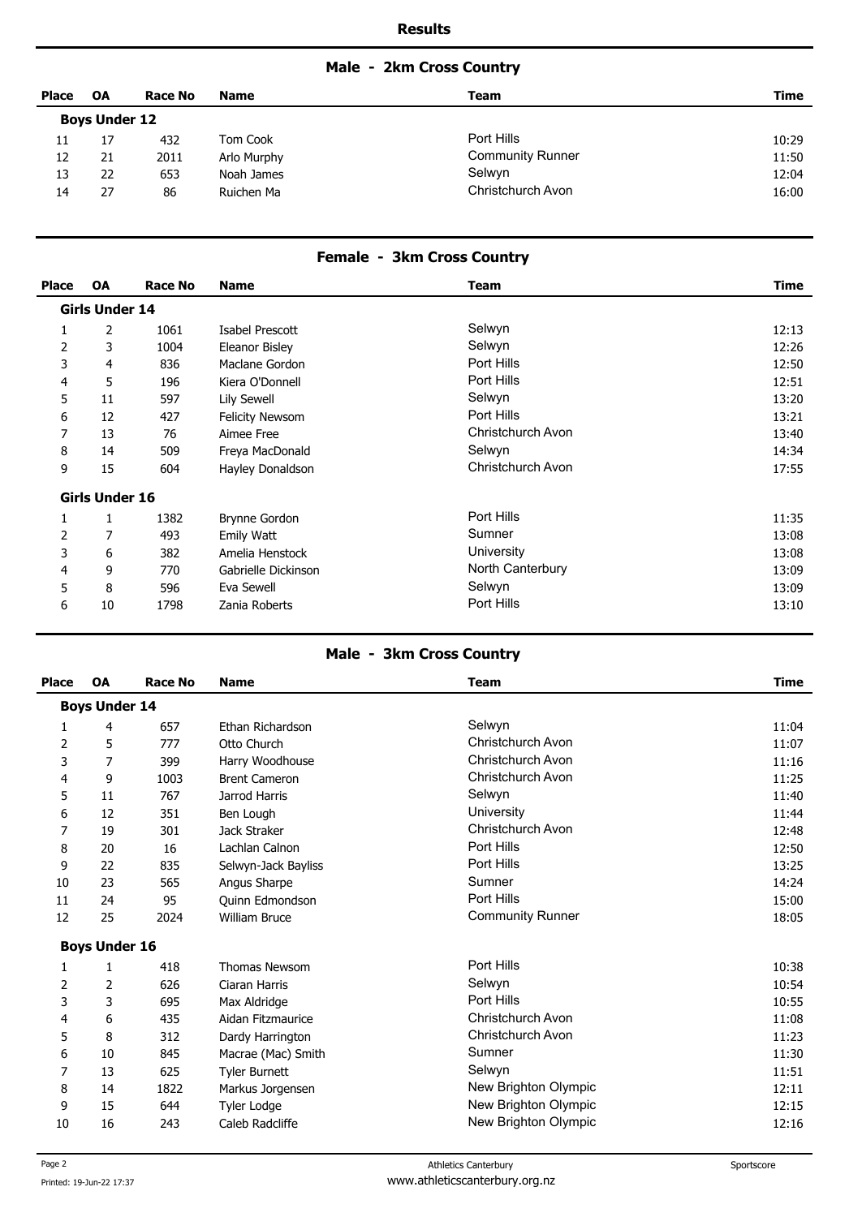## Results

### Male - 2km Cross Country

| Place | OA | Race No | Name | Team | Time |
|---|---|---|---|---|---|
| **Boys Under 12** | | | | | |
| 11 | 17 | 432 | Tom Cook | Port Hills | 10:29 |
| 12 | 21 | 2011 | Arlo Murphy | Community Runner | 11:50 |
| 13 | 22 | 653 | Noah James | Selwyn | 12:04 |
| 14 | 27 | 86 | Ruichen Ma | Christchurch Avon | 16:00 |

### Female - 3km Cross Country

| Place | OA | Race No | Name | Team | Time |
|---|---|---|---|---|---|
| **Girls Under 14** | | | | | |
| 1 | 2 | 1061 | Isabel Prescott | Selwyn | 12:13 |
| 2 | 3 | 1004 | Eleanor Bisley | Selwyn | 12:26 |
| 3 | 4 | 836 | Maclane Gordon | Port Hills | 12:50 |
| 4 | 5 | 196 | Kiera O'Donnell | Port Hills | 12:51 |
| 5 | 11 | 597 | Lily Sewell | Selwyn | 13:20 |
| 6 | 12 | 427 | Felicity Newsom | Port Hills | 13:21 |
| 7 | 13 | 76 | Aimee Free | Christchurch Avon | 13:40 |
| 8 | 14 | 509 | Freya MacDonald | Selwyn | 14:34 |
| 9 | 15 | 604 | Hayley Donaldson | Christchurch Avon | 17:55 |
| **Girls Under 16** | | | | | |
| 1 | 1 | 1382 | Brynne Gordon | Port Hills | 11:35 |
| 2 | 7 | 493 | Emily Watt | Sumner | 13:08 |
| 3 | 6 | 382 | Amelia Henstock | University | 13:08 |
| 4 | 9 | 770 | Gabrielle Dickinson | North Canterbury | 13:09 |
| 5 | 8 | 596 | Eva Sewell | Selwyn | 13:09 |
| 6 | 10 | 1798 | Zania Roberts | Port Hills | 13:10 |

### Male - 3km Cross Country

| Place | OA | Race No | Name | Team | Time |
|---|---|---|---|---|---|
| **Boys Under 14** | | | | | |
| 1 | 4 | 657 | Ethan Richardson | Selwyn | 11:04 |
| 2 | 5 | 777 | Otto Church | Christchurch Avon | 11:07 |
| 3 | 7 | 399 | Harry Woodhouse | Christchurch Avon | 11:16 |
| 4 | 9 | 1003 | Brent Cameron | Christchurch Avon | 11:25 |
| 5 | 11 | 767 | Jarrod Harris | Selwyn | 11:40 |
| 6 | 12 | 351 | Ben Lough | University | 11:44 |
| 7 | 19 | 301 | Jack Straker | Christchurch Avon | 12:48 |
| 8 | 20 | 16 | Lachlan Calnon | Port Hills | 12:50 |
| 9 | 22 | 835 | Selwyn-Jack Bayliss | Port Hills | 13:25 |
| 10 | 23 | 565 | Angus Sharpe | Sumner | 14:24 |
| 11 | 24 | 95 | Quinn Edmondson | Port Hills | 15:00 |
| 12 | 25 | 2024 | William Bruce | Community Runner | 18:05 |
| **Boys Under 16** | | | | | |
| 1 | 1 | 418 | Thomas Newsom | Port Hills | 10:38 |
| 2 | 2 | 626 | Ciaran Harris | Selwyn | 10:54 |
| 3 | 3 | 695 | Max Aldridge | Port Hills | 10:55 |
| 4 | 6 | 435 | Aidan Fitzmaurice | Christchurch Avon | 11:08 |
| 5 | 8 | 312 | Dardy Harrington | Christchurch Avon | 11:23 |
| 6 | 10 | 845 | Macrae (Mac) Smith | Sumner | 11:30 |
| 7 | 13 | 625 | Tyler Burnett | Selwyn | 11:51 |
| 8 | 14 | 1822 | Markus Jorgensen | New Brighton Olympic | 12:11 |
| 9 | 15 | 644 | Tyler Lodge | New Brighton Olympic | 12:15 |
| 10 | 16 | 243 | Caleb Radcliffe | New Brighton Olympic | 12:16 |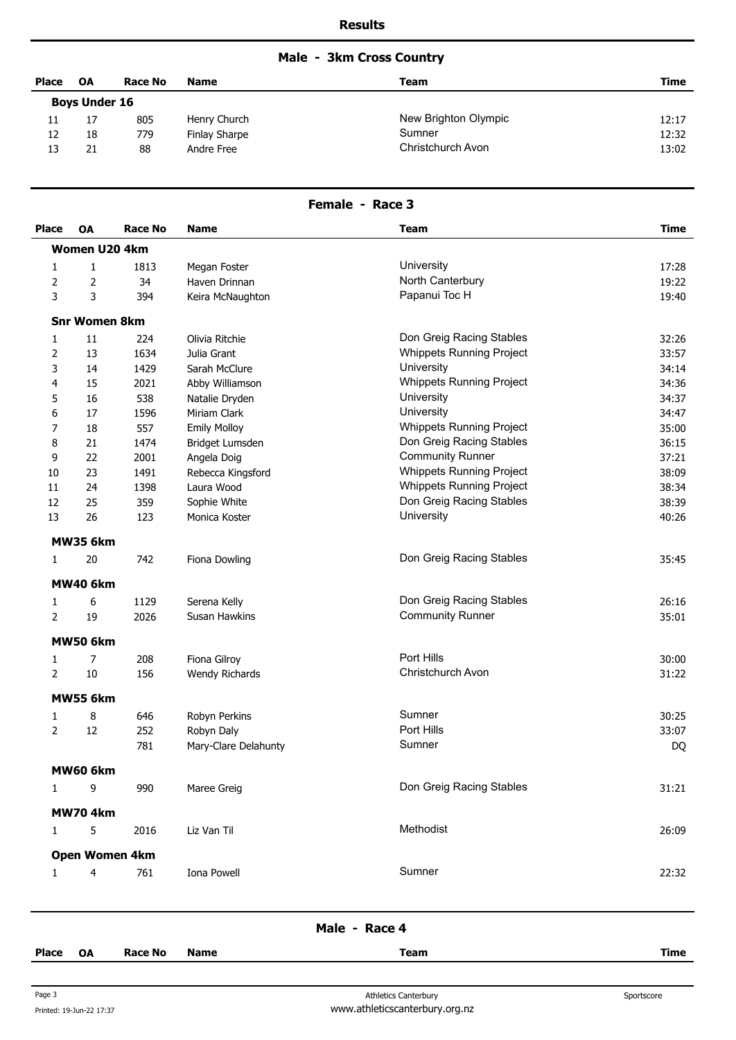## Results

### Male - 3km Cross Country

| Place | OA | Race No | Name | Team | Time |
|---|---|---|---|---|---|
| **Boys Under 16** | | | | | |
| 11 | 17 | 805 | Henry Church | New Brighton Olympic | 12:17 |
| 12 | 18 | 779 | Finlay Sharpe | Sumner | 12:32 |
| 13 | 21 | 88 | Andre Free | Christchurch Avon | 13:02 |

### Female - Race 3

| Place | OA | Race No | Name | Team | Time |
|---|---|---|---|---|---|
| **Women U20 4km** | | | | | |
| 1 | 1 | 1813 | Megan Foster | University | 17:28 |
| 2 | 2 | 34 | Haven Drinnan | North Canterbury | 19:22 |
| 3 | 3 | 394 | Keira McNaughton | Papanui Toc H | 19:40 |
| **Snr Women 8km** | | | | | |
| 1 | 11 | 224 | Olivia Ritchie | Don Greig Racing Stables | 32:26 |
| 2 | 13 | 1634 | Julia Grant | Whippets Running Project | 33:57 |
| 3 | 14 | 1429 | Sarah McClure | University | 34:14 |
| 4 | 15 | 2021 | Abby Williamson | Whippets Running Project | 34:36 |
| 5 | 16 | 538 | Natalie Dryden | University | 34:37 |
| 6 | 17 | 1596 | Miriam Clark | University | 34:47 |
| 7 | 18 | 557 | Emily Molloy | Whippets Running Project | 35:00 |
| 8 | 21 | 1474 | Bridget Lumsden | Don Greig Racing Stables | 36:15 |
| 9 | 22 | 2001 | Angela Doig | Community Runner | 37:21 |
| 10 | 23 | 1491 | Rebecca Kingsford | Whippets Running Project | 38:09 |
| 11 | 24 | 1398 | Laura Wood | Whippets Running Project | 38:34 |
| 12 | 25 | 359 | Sophie White | Don Greig Racing Stables | 38:39 |
| 13 | 26 | 123 | Monica Koster | University | 40:26 |
| **MW35 6km** | | | | | |
| 1 | 20 | 742 | Fiona Dowling | Don Greig Racing Stables | 35:45 |
| **MW40 6km** | | | | | |
| 1 | 6 | 1129 | Serena Kelly | Don Greig Racing Stables | 26:16 |
| 2 | 19 | 2026 | Susan Hawkins | Community Runner | 35:01 |
| **MW50 6km** | | | | | |
| 1 | 7 | 208 | Fiona Gilroy | Port Hills | 30:00 |
| 2 | 10 | 156 | Wendy Richards | Christchurch Avon | 31:22 |
| **MW55 6km** | | | | | |
| 1 | 8 | 646 | Robyn Perkins | Sumner | 30:25 |
| 2 | 12 | 252 | Robyn Daly | Port Hills | 33:07 |
| | | 781 | Mary-Clare Delahunty | Sumner | DQ |
| **MW60 6km** | | | | | |
| 1 | 9 | 990 | Maree Greig | Don Greig Racing Stables | 31:21 |
| **MW70 4km** | | | | | |
| 1 | 5 | 2016 | Liz Van Til | Methodist | 26:09 |
| **Open Women 4km** | | | | | |
| 1 | 4 | 761 | Iona Powell | Sumner | 22:32 |

### Male - Race 4

| Place | OA | Race No | Name | Team | Time |
|---|---|---|---|---|---|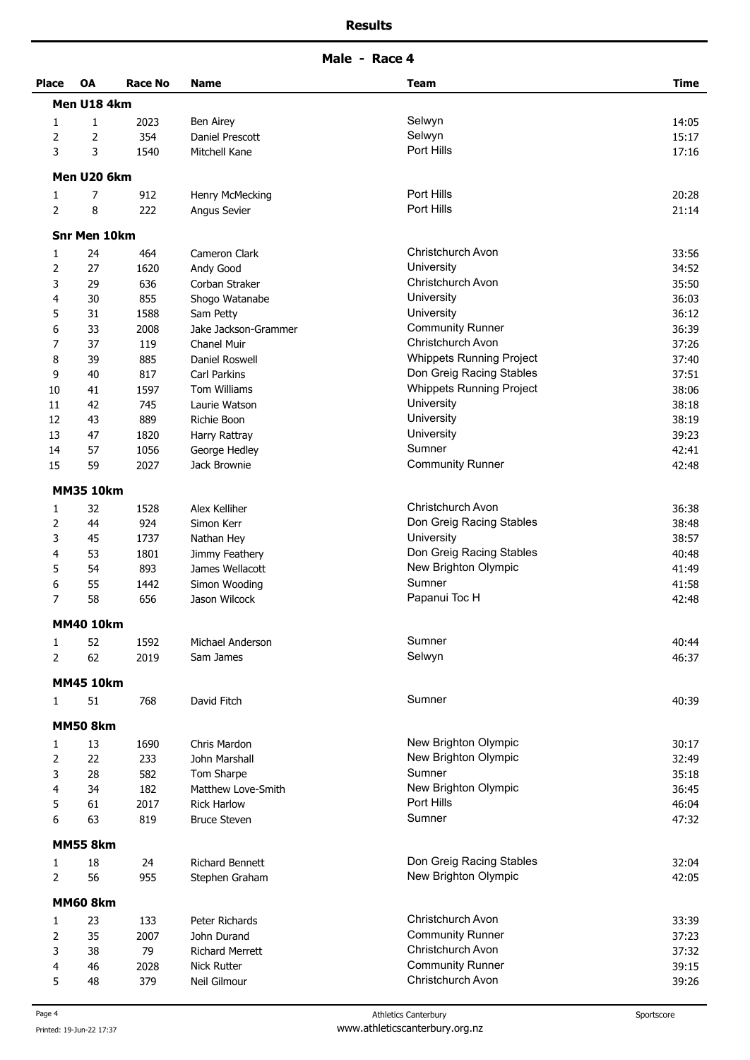# Results

## Male - Race 4

| Place | OA | Race No | Name | Team | Time |
|---|---|---|---|---|---|
| **Men U18 4km** | | | | | |
| 1 | 1 | 2023 | Ben Airey | Selwyn | 14:05 |
| 2 | 2 | 354 | Daniel Prescott | Selwyn | 15:17 |
| 3 | 3 | 1540 | Mitchell Kane | Port Hills | 17:16 |
| **Men U20 6km** | | | | | |
| 1 | 7 | 912 | Henry McMecking | Port Hills | 20:28 |
| 2 | 8 | 222 | Angus Sevier | Port Hills | 21:14 |
| **Snr Men 10km** | | | | | |
| 1 | 24 | 464 | Cameron Clark | Christchurch Avon | 33:56 |
| 2 | 27 | 1620 | Andy Good | University | 34:52 |
| 3 | 29 | 636 | Corban Straker | Christchurch Avon | 35:50 |
| 4 | 30 | 855 | Shogo Watanabe | University | 36:03 |
| 5 | 31 | 1588 | Sam Petty | University | 36:12 |
| 6 | 33 | 2008 | Jake Jackson-Grammer | Community Runner | 36:39 |
| 7 | 37 | 119 | Chanel Muir | Christchurch Avon | 37:26 |
| 8 | 39 | 885 | Daniel Roswell | Whippets Running Project | 37:40 |
| 9 | 40 | 817 | Carl Parkins | Don Greig Racing Stables | 37:51 |
| 10 | 41 | 1597 | Tom Williams | Whippets Running Project | 38:06 |
| 11 | 42 | 745 | Laurie Watson | University | 38:18 |
| 12 | 43 | 889 | Richie Boon | University | 38:19 |
| 13 | 47 | 1820 | Harry Rattray | University | 39:23 |
| 14 | 57 | 1056 | George Hedley | Sumner | 42:41 |
| 15 | 59 | 2027 | Jack Brownie | Community Runner | 42:48 |
| **MM35 10km** | | | | | |
| 1 | 32 | 1528 | Alex Kelliher | Christchurch Avon | 36:38 |
| 2 | 44 | 924 | Simon Kerr | Don Greig Racing Stables | 38:48 |
| 3 | 45 | 1737 | Nathan Hey | University | 38:57 |
| 4 | 53 | 1801 | Jimmy Feathery | Don Greig Racing Stables | 40:48 |
| 5 | 54 | 893 | James Wellacott | New Brighton Olympic | 41:49 |
| 6 | 55 | 1442 | Simon Wooding | Sumner | 41:58 |
| 7 | 58 | 656 | Jason Wilcock | Papanui Toc H | 42:48 |
| **MM40 10km** | | | | | |
| 1 | 52 | 1592 | Michael Anderson | Sumner | 40:44 |
| 2 | 62 | 2019 | Sam James | Selwyn | 46:37 |
| **MM45 10km** | | | | | |
| 1 | 51 | 768 | David Fitch | Sumner | 40:39 |
| **MM50 8km** | | | | | |
| 1 | 13 | 1690 | Chris Mardon | New Brighton Olympic | 30:17 |
| 2 | 22 | 233 | John Marshall | New Brighton Olympic | 32:49 |
| 3 | 28 | 582 | Tom Sharpe | Sumner | 35:18 |
| 4 | 34 | 182 | Matthew Love-Smith | New Brighton Olympic | 36:45 |
| 5 | 61 | 2017 | Rick Harlow | Port Hills | 46:04 |
| 6 | 63 | 819 | Bruce Steven | Sumner | 47:32 |
| **MM55 8km** | | | | | |
| 1 | 18 | 24 | Richard Bennett | Don Greig Racing Stables | 32:04 |
| 2 | 56 | 955 | Stephen Graham | New Brighton Olympic | 42:05 |
| **MM60 8km** | | | | | |
| 1 | 23 | 133 | Peter Richards | Christchurch Avon | 33:39 |
| 2 | 35 | 2007 | John Durand | Community Runner | 37:23 |
| 3 | 38 | 79 | Richard Merrett | Christchurch Avon | 37:32 |
| 4 | 46 | 2028 | Nick Rutter | Community Runner | 39:15 |
| 5 | 48 | 379 | Neil Gilmour | Christchurch Avon | 39:26 |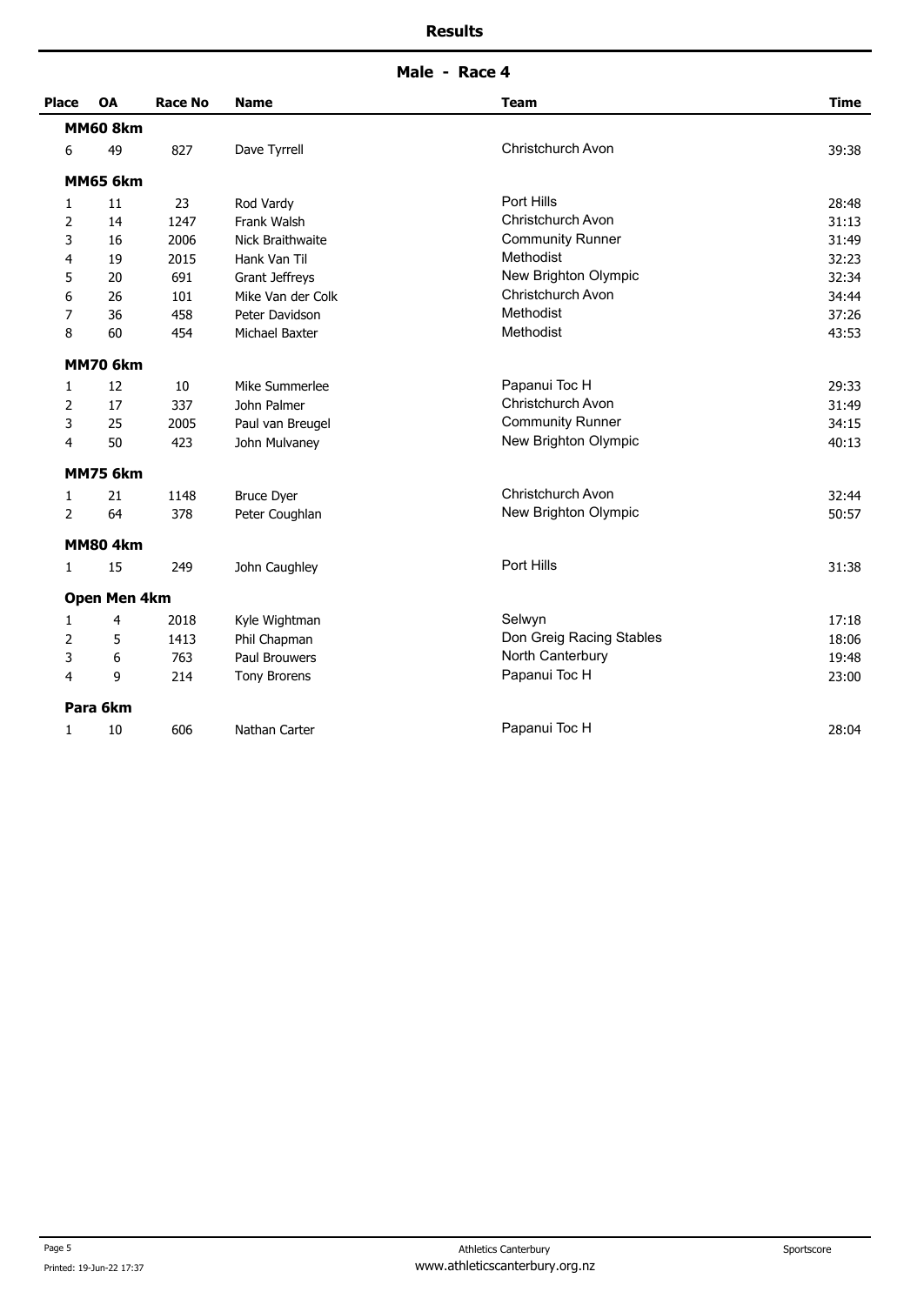# Results

## Male - Race 4

| Place | OA | Race No | Name | Team | Time |
|---|---|---|---|---|---|
| **MM60 8km** | | | | | |
| 6 | 49 | 827 | Dave Tyrrell | Christchurch Avon | 39:38 |
| **MM65 6km** | | | | | |
| 1 | 11 | 23 | Rod Vardy | Port Hills | 28:48 |
| 2 | 14 | 1247 | Frank Walsh | Christchurch Avon | 31:13 |
| 3 | 16 | 2006 | Nick Braithwaite | Community Runner | 31:49 |
| 4 | 19 | 2015 | Hank Van Til | Methodist | 32:23 |
| 5 | 20 | 691 | Grant Jeffreys | New Brighton Olympic | 32:34 |
| 6 | 26 | 101 | Mike Van der Colk | Christchurch Avon | 34:44 |
| 7 | 36 | 458 | Peter Davidson | Methodist | 37:26 |
| 8 | 60 | 454 | Michael Baxter | Methodist | 43:53 |
| **MM70 6km** | | | | | |
| 1 | 12 | 10 | Mike Summerlee | Papanui Toc H | 29:33 |
| 2 | 17 | 337 | John Palmer | Christchurch Avon | 31:49 |
| 3 | 25 | 2005 | Paul van Breugel | Community Runner | 34:15 |
| 4 | 50 | 423 | John Mulvaney | New Brighton Olympic | 40:13 |
| **MM75 6km** | | | | | |
| 1 | 21 | 1148 | Bruce Dyer | Christchurch Avon | 32:44 |
| 2 | 64 | 378 | Peter Coughlan | New Brighton Olympic | 50:57 |
| **MM80 4km** | | | | | |
| 1 | 15 | 249 | John Caughley | Port Hills | 31:38 |
| **Open Men 4km** | | | | | |
| 1 | 4 | 2018 | Kyle Wightman | Selwyn | 17:18 |
| 2 | 5 | 1413 | Phil Chapman | Don Greig Racing Stables | 18:06 |
| 3 | 6 | 763 | Paul Brouwers | North Canterbury | 19:48 |
| 4 | 9 | 214 | Tony Brorens | Papanui Toc H | 23:00 |
| **Para 6km** | | | | | |
| 1 | 10 | 606 | Nathan Carter | Papanui Toc H | 28:04 |